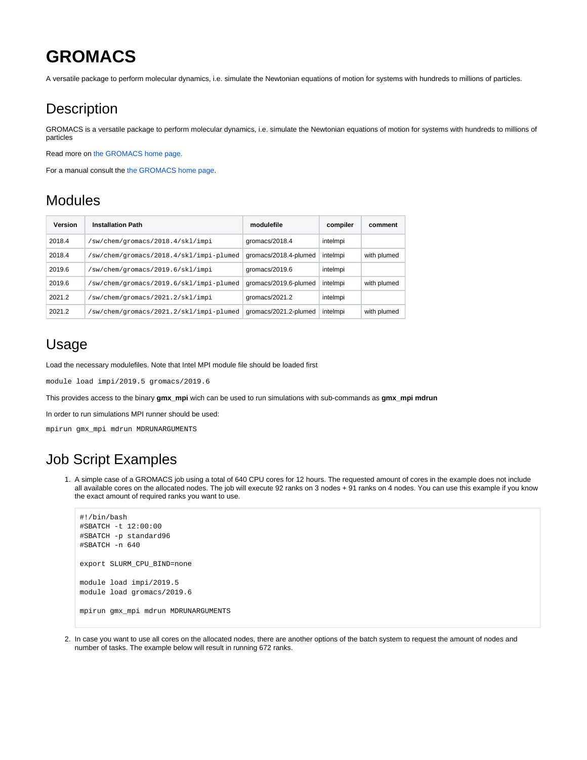# GROMACS

A versatile package to perform molecular dynamics, i.e. simulate the Newtonian equations of motion for systems with hundreds to millions of particles.

## Description

GROMACS is a versatile package to perform molecular dynamics, i.e. simulate the Newtonian equations of motion for systems with hundreds to millions of particles

Read more on the GROMACS home page.

For a manual consult the the GROMACS home page.

## Modules

| Version | Installation Path | modulefile | compiler | comment |
|---|---|---|---|---|
| 2018.4 | /sw/chem/gromacs/2018.4/skl/impi | gromacs/2018.4 | intelmpi | |
| 2018.4 | /sw/chem/gromacs/2018.4/skl/impi-plumed | gromacs/2018.4-plumed | intelmpi | with plumed |
| 2019.6 | /sw/chem/gromacs/2019.6/skl/impi | gromacs/2019.6 | intelmpi | |
| 2019.6 | /sw/chem/gromacs/2019.6/skl/impi-plumed | gromacs/2019.6-plumed | intelmpi | with plumed |
| 2021.2 | /sw/chem/gromacs/2021.2/skl/impi | gromacs/2021.2 | intelmpi | |
| 2021.2 | /sw/chem/gromacs/2021.2/skl/impi-plumed | gromacs/2021.2-plumed | intelmpi | with plumed |

## Usage

Load the necessary modulefiles. Note that Intel MPI module file should be loaded first

```
module load impi/2019.5 gromacs/2019.6
```

This provides access to the binary **gmx_mpi** wich can be used to run simulations with sub-commands as **gmx_mpi mdrun**

In order to run simulations MPI runner should be used:

```
mpirun gmx_mpi mdrun MDRUNARGUMENTS
```

## Job Script Examples

1. A simple case of a GROMACS job using a total of 640 CPU cores for 12 hours. The requested amount of cores in the example does not include all available cores on the allocated nodes. The job will execute 92 ranks on 3 nodes + 91 ranks on 4 nodes. You can use this example if you know the exact amount of required ranks you want to use.

```
#!/bin/bash
#SBATCH -t 12:00:00
#SBATCH -p standard96
#SBATCH -n 640

export SLURM_CPU_BIND=none

module load impi/2019.5
module load gromacs/2019.6

mpirun gmx_mpi mdrun MDRUNARGUMENTS
```

2. In case you want to use all cores on the allocated nodes, there are another options of the batch system to request the amount of nodes and number of tasks. The example below will result in running 672 ranks.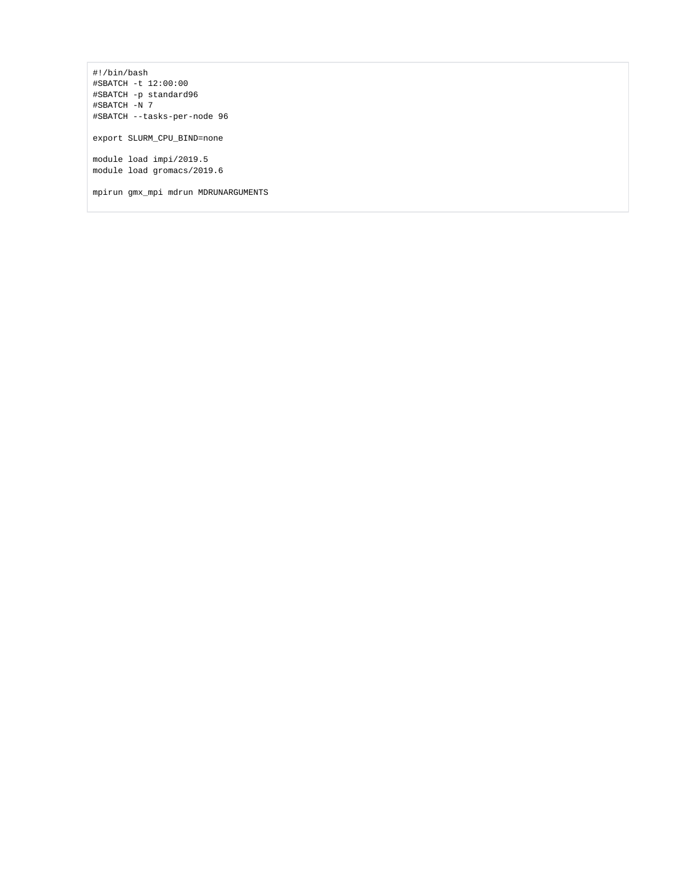```
#!/bin/bash
#SBATCH -t 12:00:00
#SBATCH -p standard96
#SBATCH -N 7
#SBATCH --tasks-per-node 96

export SLURM_CPU_BIND=none

module load impi/2019.5
module load gromacs/2019.6

mpirun gmx_mpi mdrun MDRUNARGUMENTS
```